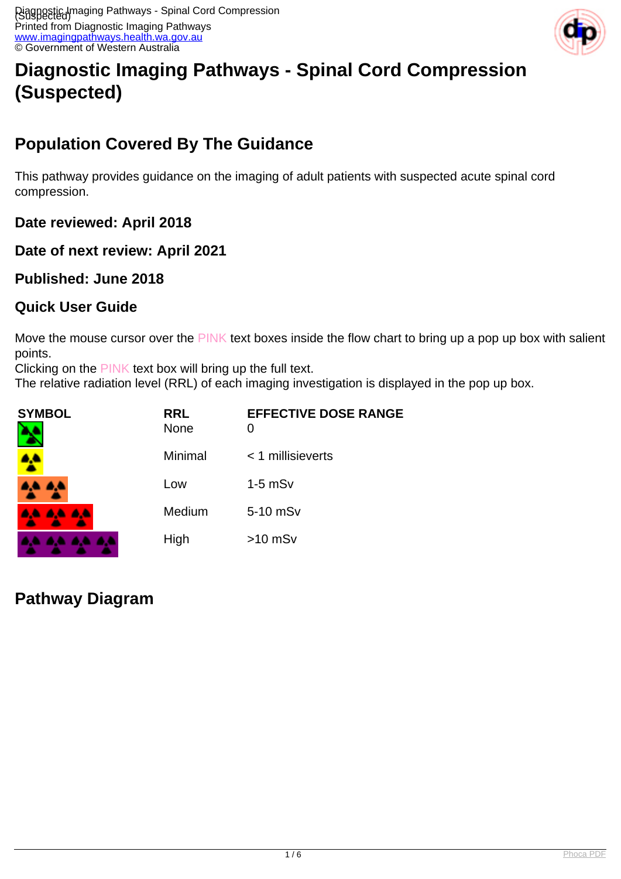# Diagnostic Imaging Pathways - Spinal Cord Compression (Suspected)

## Population Covered By The Guidance

This pathway provides guidance on the imaging of adult patients with suspected acute spinal cord compression.

### Date reviewed: April 2018

### Date of next review: April 2021

### Published: June 2018

### Quick User Guide

Move the mouse cursor over the PINK text boxes inside the flow chart to bring up a pop up box with salient points.
Clicking on the PINK text box will bring up the full text.
The relative radiation level (RRL) of each imaging investigation is displayed in the pop up box.

| SYMBOL | RRL | EFFECTIVE DOSE RANGE |
|---|---|---|
| | None | 0 |
| | Minimal | < 1 millisieverts |
| | Low | 1-5 mSv |
| | Medium | 5-10 mSv |
| | High | >10 mSv |

## Pathway Diagram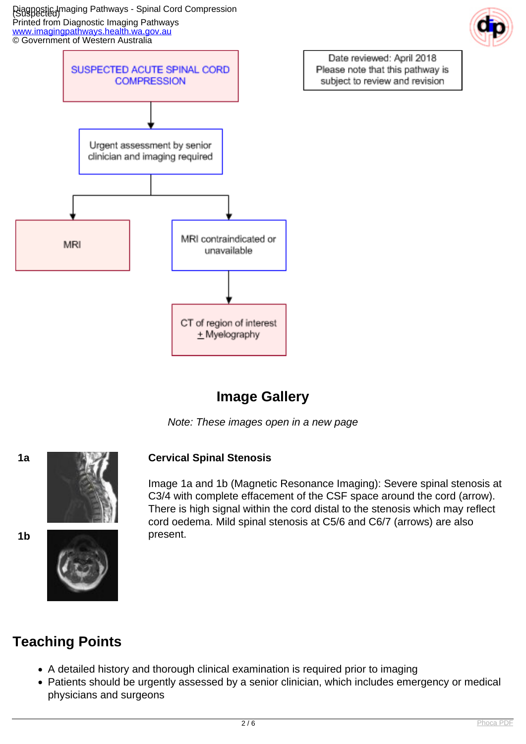SUSPECTED ACUTE SPINAL CORD COMPRESSION

Date reviewed: April 2018
Please note that this pathway is subject to review and revision

Urgent assessment by senior clinician and imaging required

MRI

MRI contraindicated or unavailable

CT of region of interest ± Myelography

## Image Gallery

*Note: These images open in a new page*

**1a**

**1b**

### Cervical Spinal Stenosis

Image 1a and 1b (Magnetic Resonance Imaging): Severe spinal stenosis at C3/4 with complete effacement of the CSF space around the cord (arrow). There is high signal within the cord distal to the stenosis which may reflect cord oedema. Mild spinal stenosis at C5/6 and C6/7 (arrows) are also present.

## Teaching Points

- A detailed history and thorough clinical examination is required prior to imaging
- Patients should be urgently assessed by a senior clinician, which includes emergency or medical physicians and surgeons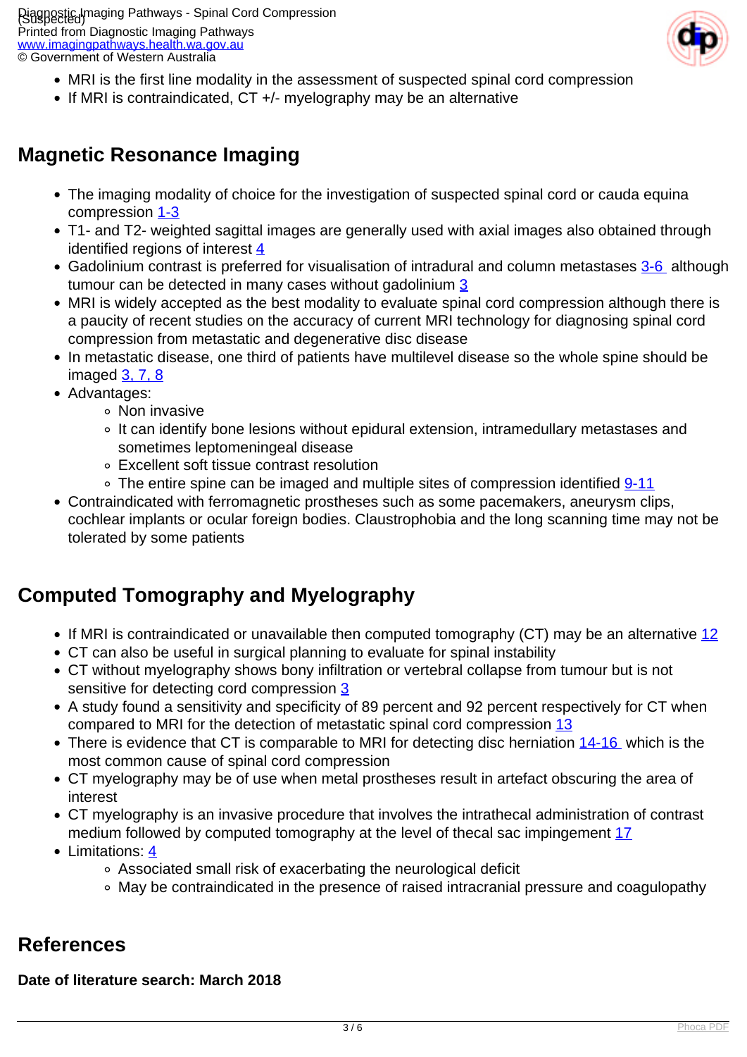- MRI is the first line modality in the assessment of suspected spinal cord compression
- If MRI is contraindicated, CT +/- myelography may be an alternative

## Magnetic Resonance Imaging

- The imaging modality of choice for the investigation of suspected spinal cord or cauda equina compression [1-3]
- T1- and T2- weighted sagittal images are generally used with axial images also obtained through identified regions of interest [4]
- Gadolinium contrast is preferred for visualisation of intradural and column metastases [3-6] although tumour can be detected in many cases without gadolinium [3]
- MRI is widely accepted as the best modality to evaluate spinal cord compression although there is a paucity of recent studies on the accuracy of current MRI technology for diagnosing spinal cord compression from metastatic and degenerative disc disease
- In metastatic disease, one third of patients have multilevel disease so the whole spine should be imaged [3, 7, 8]
- Advantages:
  - Non invasive
  - It can identify bone lesions without epidural extension, intramedullary metastases and sometimes leptomeningeal disease
  - Excellent soft tissue contrast resolution
  - The entire spine can be imaged and multiple sites of compression identified [9-11]
- Contraindicated with ferromagnetic prostheses such as some pacemakers, aneurysm clips, cochlear implants or ocular foreign bodies. Claustrophobia and the long scanning time may not be tolerated by some patients

## Computed Tomography and Myelography

- If MRI is contraindicated or unavailable then computed tomography (CT) may be an alternative [12]
- CT can also be useful in surgical planning to evaluate for spinal instability
- CT without myelography shows bony infiltration or vertebral collapse from tumour but is not sensitive for detecting cord compression [3]
- A study found a sensitivity and specificity of 89 percent and 92 percent respectively for CT when compared to MRI for the detection of metastatic spinal cord compression [13]
- There is evidence that CT is comparable to MRI for detecting disc herniation [14-16] which is the most common cause of spinal cord compression
- CT myelography may be of use when metal prostheses result in artefact obscuring the area of interest
- CT myelography is an invasive procedure that involves the intrathecal administration of contrast medium followed by computed tomography at the level of thecal sac impingement [17]
- Limitations: [4]
  - Associated small risk of exacerbating the neurological deficit
  - May be contraindicated in the presence of raised intracranial pressure and coagulopathy

## References

**Date of literature search: March 2018**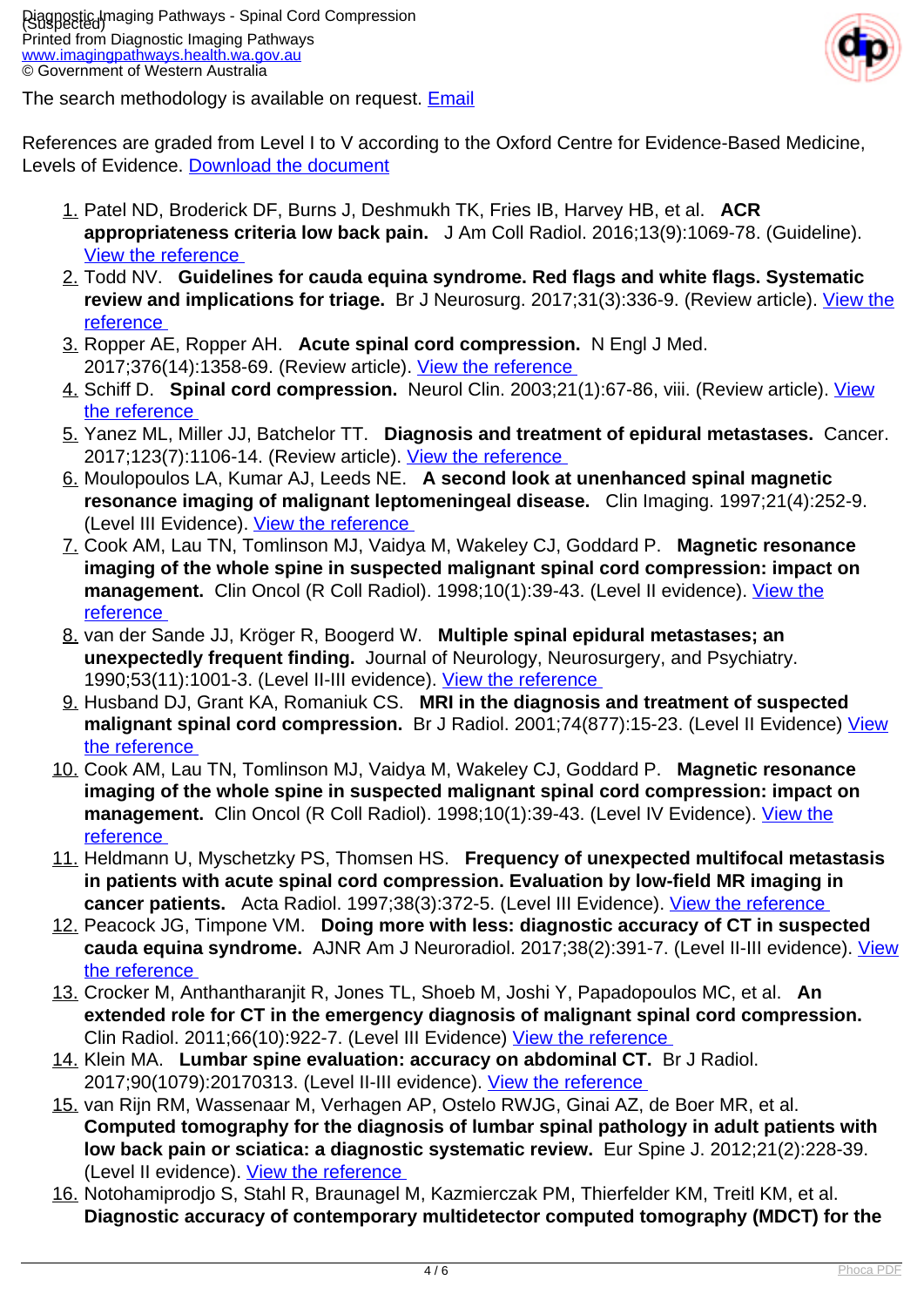The search methodology is available on request. Email

References are graded from Level I to V according to the Oxford Centre for Evidence-Based Medicine, Levels of Evidence. Download the document

1. Patel ND, Broderick DF, Burns J, Deshmukh TK, Fries IB, Harvey HB, et al. **ACR appropriateness criteria low back pain.** J Am Coll Radiol. 2016;13(9):1069-78. (Guideline). View the reference
2. Todd NV. **Guidelines for cauda equina syndrome. Red flags and white flags. Systematic review and implications for triage.** Br J Neurosurg. 2017;31(3):336-9. (Review article). View the reference
3. Ropper AE, Ropper AH. **Acute spinal cord compression.** N Engl J Med. 2017;376(14):1358-69. (Review article). View the reference
4. Schiff D. **Spinal cord compression.** Neurol Clin. 2003;21(1):67-86, viii. (Review article). View the reference
5. Yanez ML, Miller JJ, Batchelor TT. **Diagnosis and treatment of epidural metastases.** Cancer. 2017;123(7):1106-14. (Review article). View the reference
6. Moulopoulos LA, Kumar AJ, Leeds NE. **A second look at unenhanced spinal magnetic resonance imaging of malignant leptomeningeal disease.** Clin Imaging. 1997;21(4):252-9. (Level III Evidence). View the reference
7. Cook AM, Lau TN, Tomlinson MJ, Vaidya M, Wakeley CJ, Goddard P. **Magnetic resonance imaging of the whole spine in suspected malignant spinal cord compression: impact on management.** Clin Oncol (R Coll Radiol). 1998;10(1):39-43. (Level II evidence). View the reference
8. van der Sande JJ, Kröger R, Boogerd W. **Multiple spinal epidural metastases; an unexpectedly frequent finding.** Journal of Neurology, Neurosurgery, and Psychiatry. 1990;53(11):1001-3. (Level II-III evidence). View the reference
9. Husband DJ, Grant KA, Romaniuk CS. **MRI in the diagnosis and treatment of suspected malignant spinal cord compression.** Br J Radiol. 2001;74(877):15-23. (Level II Evidence) View the reference
10. Cook AM, Lau TN, Tomlinson MJ, Vaidya M, Wakeley CJ, Goddard P. **Magnetic resonance imaging of the whole spine in suspected malignant spinal cord compression: impact on management.** Clin Oncol (R Coll Radiol). 1998;10(1):39-43. (Level IV Evidence). View the reference
11. Heldmann U, Myschetzky PS, Thomsen HS. **Frequency of unexpected multifocal metastasis in patients with acute spinal cord compression. Evaluation by low-field MR imaging in cancer patients.** Acta Radiol. 1997;38(3):372-5. (Level III Evidence). View the reference
12. Peacock JG, Timpone VM. **Doing more with less: diagnostic accuracy of CT in suspected cauda equina syndrome.** AJNR Am J Neuroradiol. 2017;38(2):391-7. (Level II-III evidence). View the reference
13. Crocker M, Anthantharanjit R, Jones TL, Shoeb M, Joshi Y, Papadopoulos MC, et al. **An extended role for CT in the emergency diagnosis of malignant spinal cord compression.** Clin Radiol. 2011;66(10):922-7. (Level III Evidence) View the reference
14. Klein MA. **Lumbar spine evaluation: accuracy on abdominal CT.** Br J Radiol. 2017;90(1079):20170313. (Level II-III evidence). View the reference
15. van Rijn RM, Wassenaar M, Verhagen AP, Ostelo RWJG, Ginai AZ, de Boer MR, et al. **Computed tomography for the diagnosis of lumbar spinal pathology in adult patients with low back pain or sciatica: a diagnostic systematic review.** Eur Spine J. 2012;21(2):228-39. (Level II evidence). View the reference
16. Notohamiprodjo S, Stahl R, Braunagel M, Kazmierczak PM, Thierfelder KM, Treitl KM, et al. **Diagnostic accuracy of contemporary multidetector computed tomography (MDCT) for the**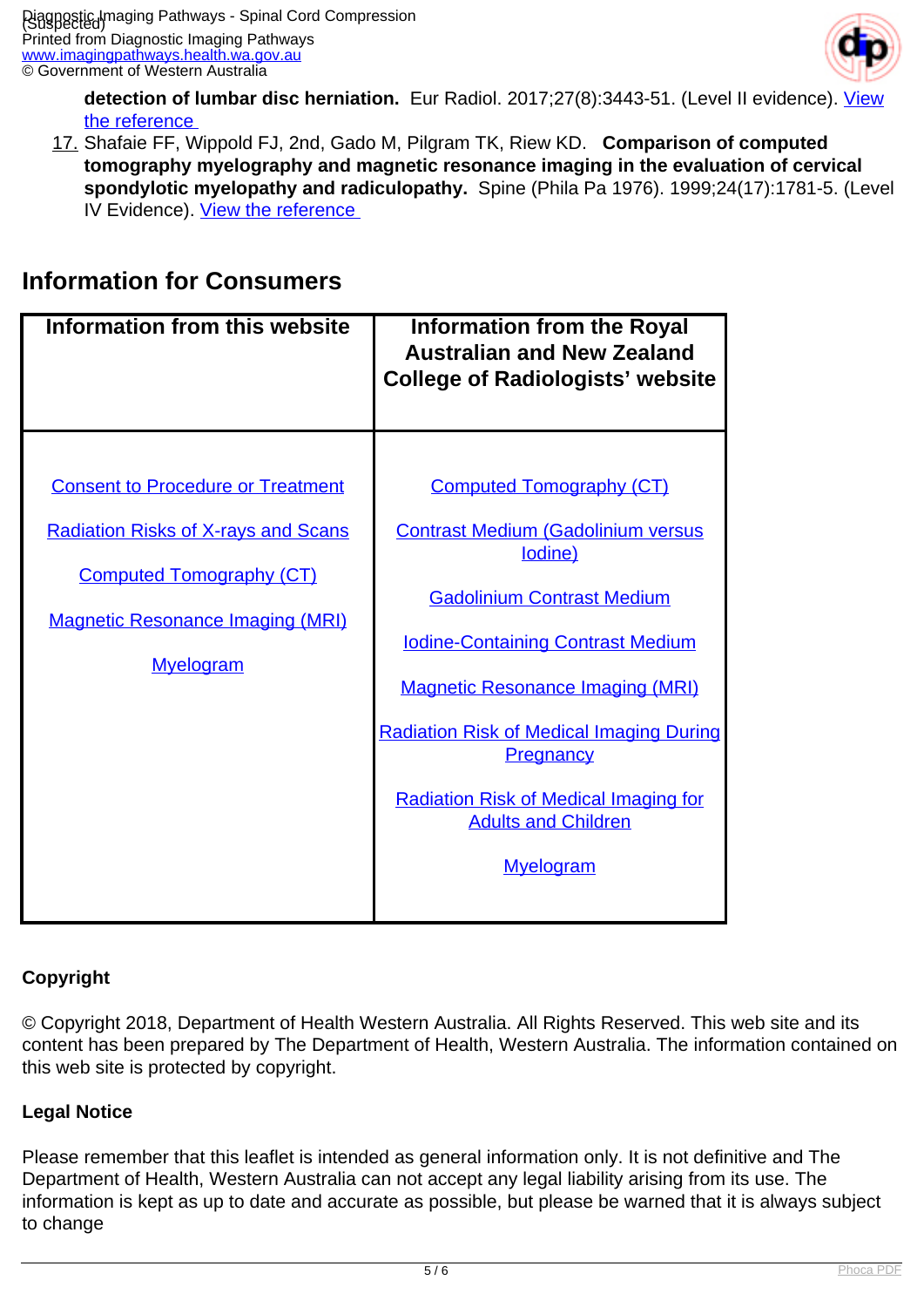**detection of lumbar disc herniation.** Eur Radiol. 2017;27(8):3443-51. (Level II evidence). View the reference

17. Shafaie FF, Wippold FJ, 2nd, Gado M, Pilgram TK, Riew KD. **Comparison of computed tomography myelography and magnetic resonance imaging in the evaluation of cervical spondylotic myelopathy and radiculopathy.** Spine (Phila Pa 1976). 1999;24(17):1781-5. (Level IV Evidence). View the reference

## Information for Consumers

| Information from this website | Information from the Royal Australian and New Zealand College of Radiologists' website |
| --- | --- |
| Consent to Procedure or Treatment<br><br>Radiation Risks of X-rays and Scans<br><br>Computed Tomography (CT)<br><br>Magnetic Resonance Imaging (MRI)<br><br>Myelogram | Computed Tomography (CT)<br><br>Contrast Medium (Gadolinium versus Iodine)<br><br>Gadolinium Contrast Medium<br><br>Iodine-Containing Contrast Medium<br><br>Magnetic Resonance Imaging (MRI)<br><br>Radiation Risk of Medical Imaging During Pregnancy<br><br>Radiation Risk of Medical Imaging for Adults and Children<br><br>Myelogram |

**Copyright**

© Copyright 2018, Department of Health Western Australia. All Rights Reserved. This web site and its content has been prepared by The Department of Health, Western Australia. The information contained on this web site is protected by copyright.

**Legal Notice**

Please remember that this leaflet is intended as general information only. It is not definitive and The Department of Health, Western Australia can not accept any legal liability arising from its use. The information is kept as up to date and accurate as possible, but please be warned that it is always subject to change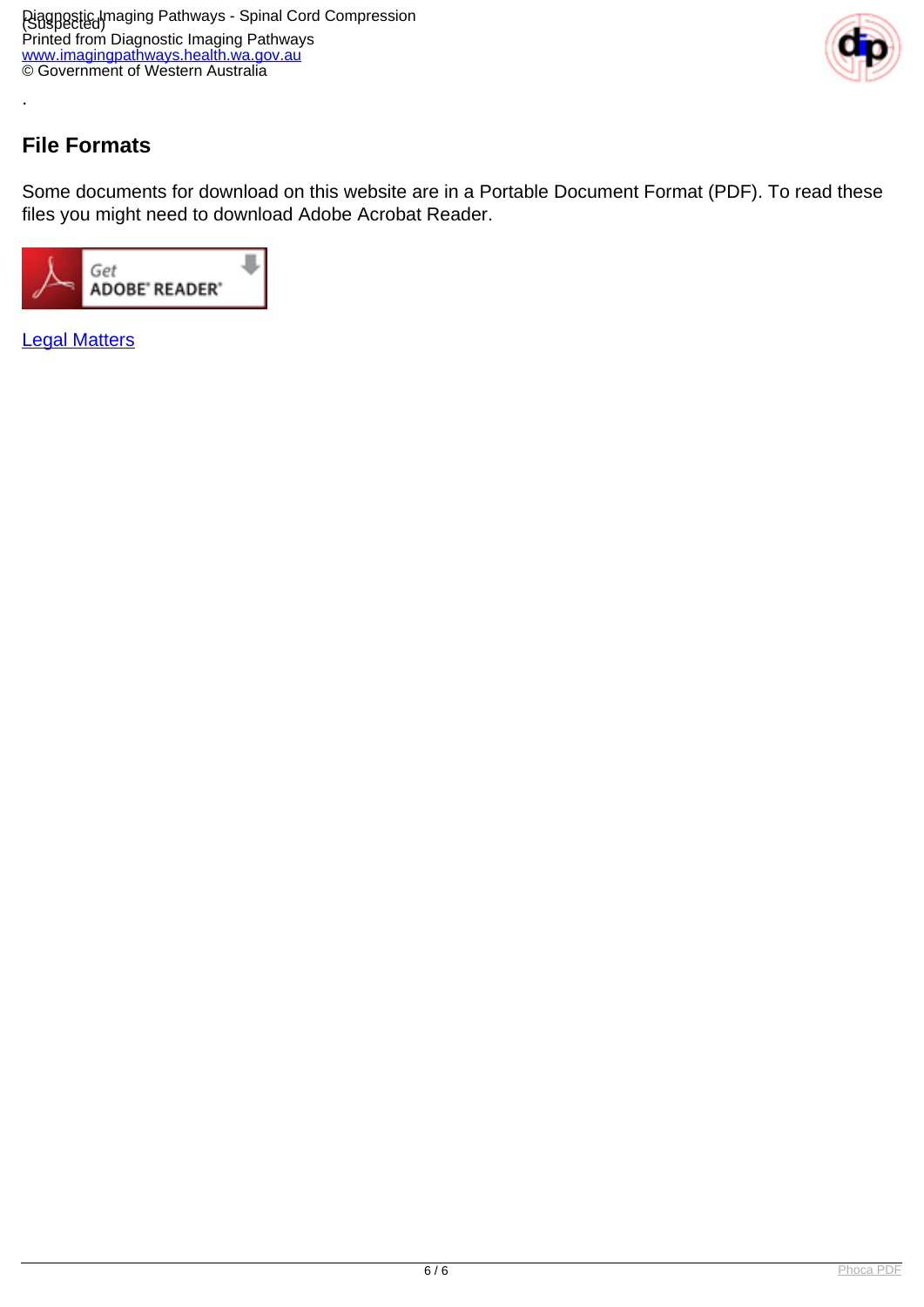.

## File Formats

Some documents for download on this website are in a Portable Document Format (PDF). To read these files you might need to download Adobe Acrobat Reader.

Get ADOBE® READER®

Legal Matters